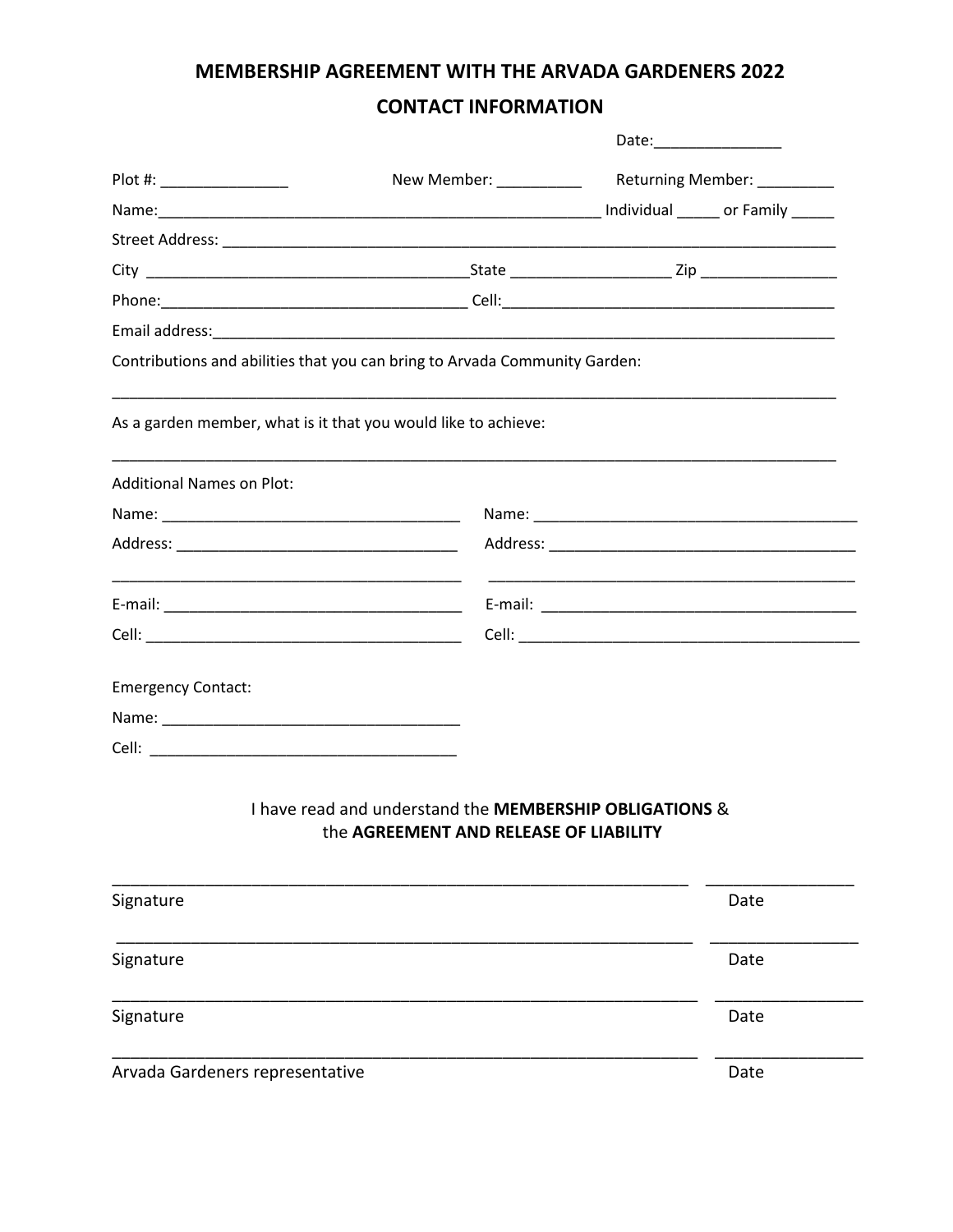# MEMBERSHIP AGREEMENT WITH THE ARVADA GARDENERS 2022

## CONTACT INFORMATION

Date:_______________

Plot #: _______________ New Member: __________ Returning Member: _________

Name:_______________________________________________________ Individual _____ or Family _____

Street Address: ______________________________________________________________________________

City _______________________________________State ___________________ Zip ________________

Phone:____________________________________ Cell:________________________________________

Email address:_________________________________________________________________________________

Contributions and abilities that you can bring to Arvada Community Garden:

_____________________________________________________________________________________________

As a garden member, what is it that you would like to achieve:

_____________________________________________________________________________________________

Additional Names on Plot:

Name: ____________________________________

Address: __________________________________

__________________________________________

E-mail: ____________________________________

Cell: ______________________________________

Name: ________________________________________

Address: ______________________________________

______________________________________________

E-mail: ________________________________________

Cell: __________________________________________

Emergency Contact:

Name: ____________________________________

Cell: ____________________________________

I have read and understand the **MEMBERSHIP OBLIGATIONS** & the **AGREEMENT AND RELEASE OF LIABILITY**

_________________________________________________________________ ________________

Signature Date

_________________________________________________________________ ________________

Signature Date

_________________________________________________________________ ________________

Signature Date

_________________________________________________________________ ________________

Arvada Gardeners representative Date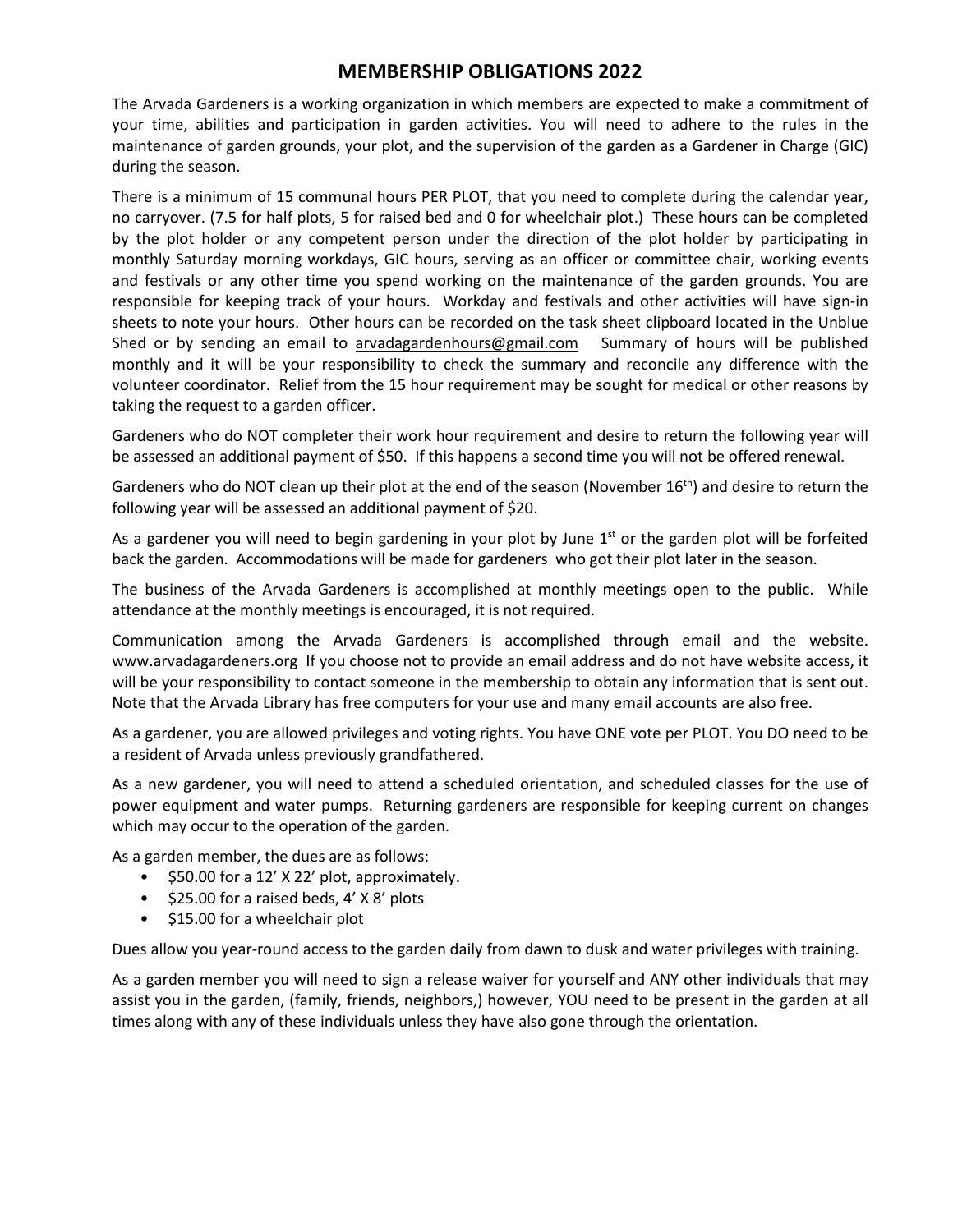# MEMBERSHIP OBLIGATIONS 2022

The Arvada Gardeners is a working organization in which members are expected to make a commitment of your time, abilities and participation in garden activities. You will need to adhere to the rules in the maintenance of garden grounds, your plot, and the supervision of the garden as a Gardener in Charge (GIC) during the season.

There is a minimum of 15 communal hours PER PLOT, that you need to complete during the calendar year, no carryover. (7.5 for half plots, 5 for raised bed and 0 for wheelchair plot.) These hours can be completed by the plot holder or any competent person under the direction of the plot holder by participating in monthly Saturday morning workdays, GIC hours, serving as an officer or committee chair, working events and festivals or any other time you spend working on the maintenance of the garden grounds. You are responsible for keeping track of your hours. Workday and festivals and other activities will have sign-in sheets to note your hours. Other hours can be recorded on the task sheet clipboard located in the Unblue Shed or by sending an email to arvadagardenhours@gmail.com Summary of hours will be published monthly and it will be your responsibility to check the summary and reconcile any difference with the volunteer coordinator. Relief from the 15 hour requirement may be sought for medical or other reasons by taking the request to a garden officer.

Gardeners who do NOT completer their work hour requirement and desire to return the following year will be assessed an additional payment of $50. If this happens a second time you will not be offered renewal.

Gardeners who do NOT clean up their plot at the end of the season (November 16th) and desire to return the following year will be assessed an additional payment of $20.

As a gardener you will need to begin gardening in your plot by June 1st or the garden plot will be forfeited back the garden. Accommodations will be made for gardeners who got their plot later in the season.

The business of the Arvada Gardeners is accomplished at monthly meetings open to the public. While attendance at the monthly meetings is encouraged, it is not required.

Communication among the Arvada Gardeners is accomplished through email and the website. www.arvadagardeners.org If you choose not to provide an email address and do not have website access, it will be your responsibility to contact someone in the membership to obtain any information that is sent out. Note that the Arvada Library has free computers for your use and many email accounts are also free.

As a gardener, you are allowed privileges and voting rights. You have ONE vote per PLOT. You DO need to be a resident of Arvada unless previously grandfathered.

As a new gardener, you will need to attend a scheduled orientation, and scheduled classes for the use of power equipment and water pumps. Returning gardeners are responsible for keeping current on changes which may occur to the operation of the garden.

As a garden member, the dues are as follows:

- $50.00 for a 12' X 22' plot, approximately.
- $25.00 for a raised beds, 4' X 8' plots
- $15.00 for a wheelchair plot

Dues allow you year-round access to the garden daily from dawn to dusk and water privileges with training.

As a garden member you will need to sign a release waiver for yourself and ANY other individuals that may assist you in the garden, (family, friends, neighbors,) however, YOU need to be present in the garden at all times along with any of these individuals unless they have also gone through the orientation.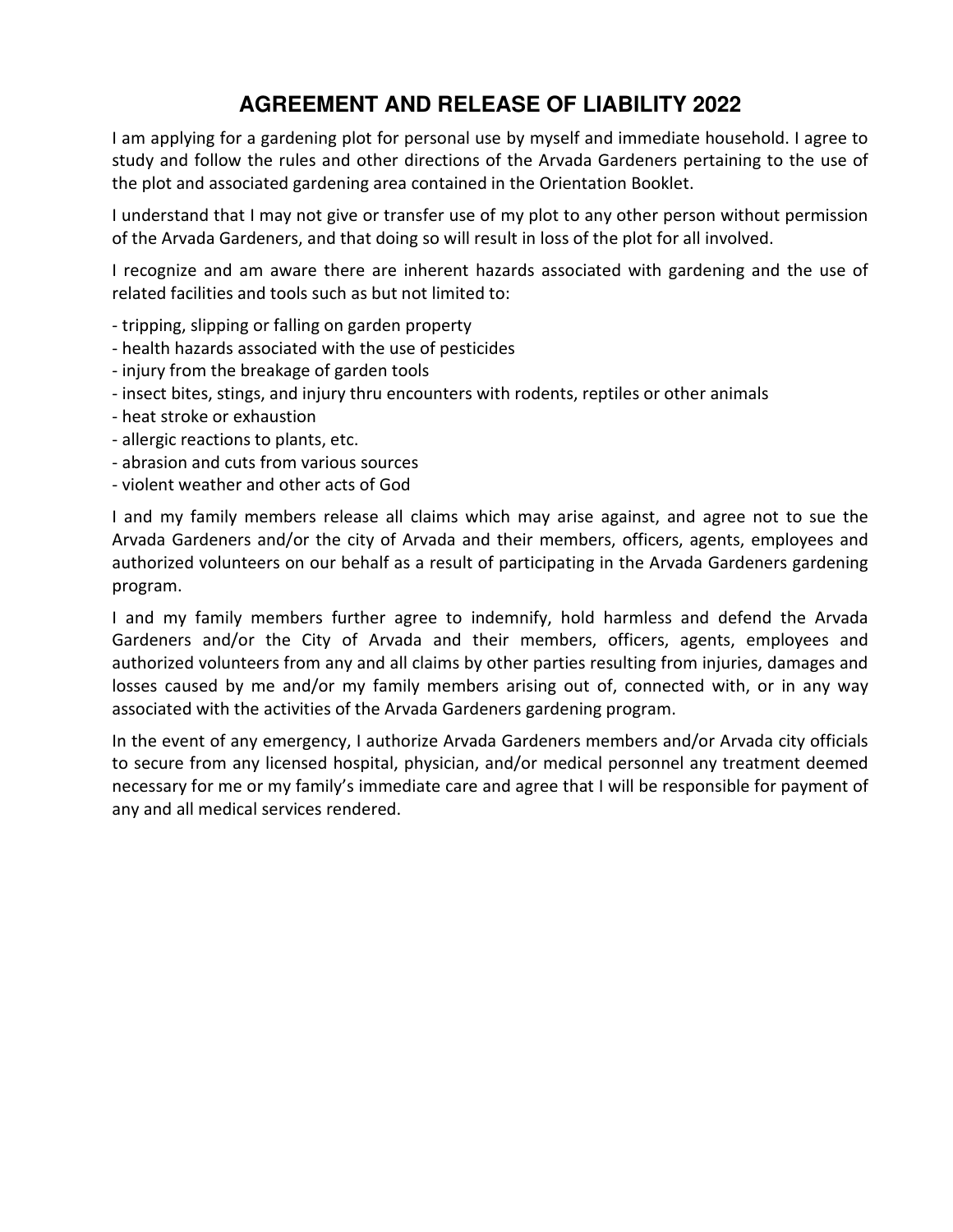# AGREEMENT AND RELEASE OF LIABILITY 2022

I am applying for a gardening plot for personal use by myself and immediate household. I agree to study and follow the rules and other directions of the Arvada Gardeners pertaining to the use of the plot and associated gardening area contained in the Orientation Booklet.

I understand that I may not give or transfer use of my plot to any other person without permission of the Arvada Gardeners, and that doing so will result in loss of the plot for all involved.

I recognize and am aware there are inherent hazards associated with gardening and the use of related facilities and tools such as but not limited to:

- tripping, slipping or falling on garden property
- health hazards associated with the use of pesticides
- injury from the breakage of garden tools
- insect bites, stings, and injury thru encounters with rodents, reptiles or other animals
- heat stroke or exhaustion
- allergic reactions to plants, etc.
- abrasion and cuts from various sources
- violent weather and other acts of God

I and my family members release all claims which may arise against, and agree not to sue the Arvada Gardeners and/or the city of Arvada and their members, officers, agents, employees and authorized volunteers on our behalf as a result of participating in the Arvada Gardeners gardening program.

I and my family members further agree to indemnify, hold harmless and defend the Arvada Gardeners and/or the City of Arvada and their members, officers, agents, employees and authorized volunteers from any and all claims by other parties resulting from injuries, damages and losses caused by me and/or my family members arising out of, connected with, or in any way associated with the activities of the Arvada Gardeners gardening program.

In the event of any emergency, I authorize Arvada Gardeners members and/or Arvada city officials to secure from any licensed hospital, physician, and/or medical personnel any treatment deemed necessary for me or my family's immediate care and agree that I will be responsible for payment of any and all medical services rendered.